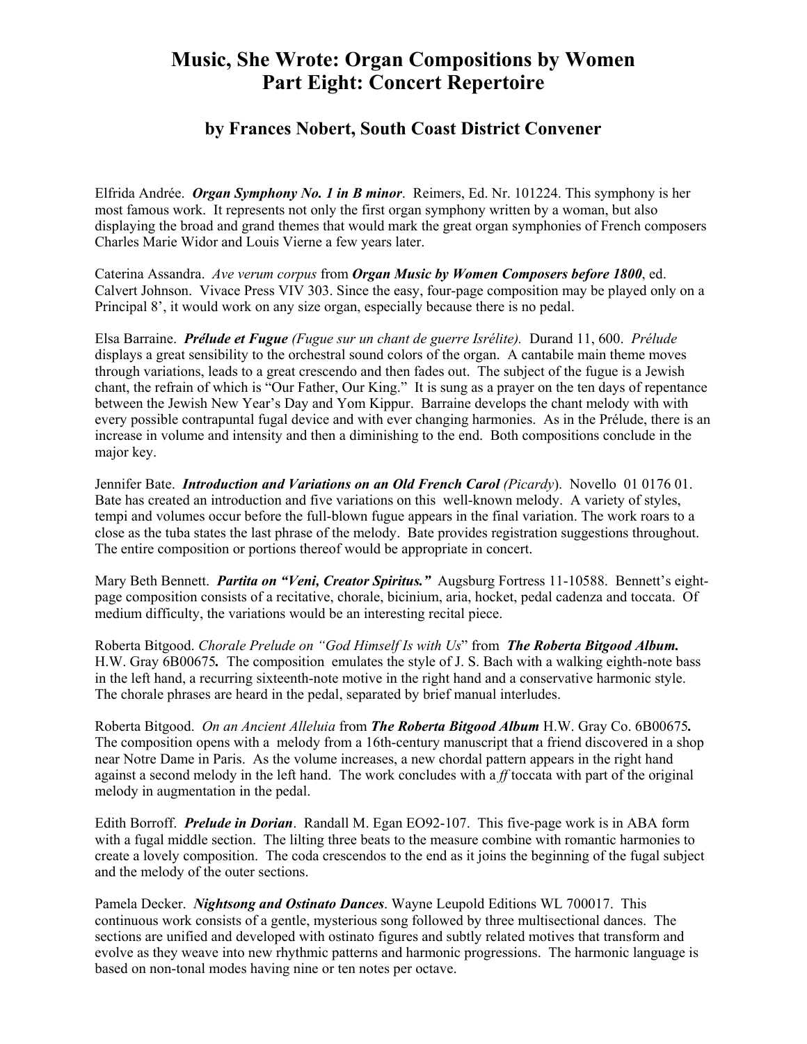# Music, She Wrote: Organ Compositions by Women
# Part Eight: Concert Repertoire

## by Frances Nobert, South Coast District Convener

Elfrida Andrée. ***Organ Symphony No. 1 in B minor***. Reimers, Ed. Nr. 101224. This symphony is her most famous work. It represents not only the first organ symphony written by a woman, but also displaying the broad and grand themes that would mark the great organ symphonies of French composers Charles Marie Widor and Louis Vierne a few years later.

Caterina Assandra. *Ave verum corpus* from ***Organ Music by Women Composers before 1800***, ed. Calvert Johnson. Vivace Press VIV 303. Since the easy, four-page composition may be played only on a Principal 8', it would work on any size organ, especially because there is no pedal.

Elsa Barraine. ***Prélude et Fugue*** *(Fugue sur un chant de guerre Isrélite).* Durand 11, 600. *Prélude* displays a great sensibility to the orchestral sound colors of the organ. A cantabile main theme moves through variations, leads to a great crescendo and then fades out. The subject of the fugue is a Jewish chant, the refrain of which is "Our Father, Our King." It is sung as a prayer on the ten days of repentance between the Jewish New Year's Day and Yom Kippur. Barraine develops the chant melody with with every possible contrapuntal fugal device and with ever changing harmonies. As in the Prélude, there is an increase in volume and intensity and then a diminishing to the end. Both compositions conclude in the major key.

Jennifer Bate. ***Introduction and Variations on an Old French Carol*** *(Picardy*). Novello 01 0176 01. Bate has created an introduction and five variations on this well-known melody. A variety of styles, tempi and volumes occur before the full-blown fugue appears in the final variation. The work roars to a close as the tuba states the last phrase of the melody. Bate provides registration suggestions throughout. The entire composition or portions thereof would be appropriate in concert.

Mary Beth Bennett. ***Partita on "Veni, Creator Spiritus."*** Augsburg Fortress 11-10588. Bennett's eight-page composition consists of a recitative, chorale, bicinium, aria, hocket, pedal cadenza and toccata. Of medium difficulty, the variations would be an interesting recital piece.

Roberta Bitgood. *Chorale Prelude on "God Himself Is with Us*" from ***The Roberta Bitgood Album.*** H.W. Gray 6B00675**.** The composition emulates the style of J. S. Bach with a walking eighth-note bass in the left hand, a recurring sixteenth-note motive in the right hand and a conservative harmonic style. The chorale phrases are heard in the pedal, separated by brief manual interludes.

Roberta Bitgood. *On an Ancient Alleluia* from ***The Roberta Bitgood Album*** H.W. Gray Co. 6B00675**.** The composition opens with a melody from a 16th-century manuscript that a friend discovered in a shop near Notre Dame in Paris. As the volume increases, a new chordal pattern appears in the right hand against a second melody in the left hand. The work concludes with a *ff* toccata with part of the original melody in augmentation in the pedal.

Edith Borroff. ***Prelude in Dorian***. Randall M. Egan EO92-107. This five-page work is in ABA form with a fugal middle section. The lilting three beats to the measure combine with romantic harmonies to create a lovely composition. The coda crescendos to the end as it joins the beginning of the fugal subject and the melody of the outer sections.

Pamela Decker. ***Nightsong and Ostinato Dances***. Wayne Leupold Editions WL 700017. This continuous work consists of a gentle, mysterious song followed by three multisectional dances. The sections are unified and developed with ostinato figures and subtly related motives that transform and evolve as they weave into new rhythmic patterns and harmonic progressions. The harmonic language is based on non-tonal modes having nine or ten notes per octave.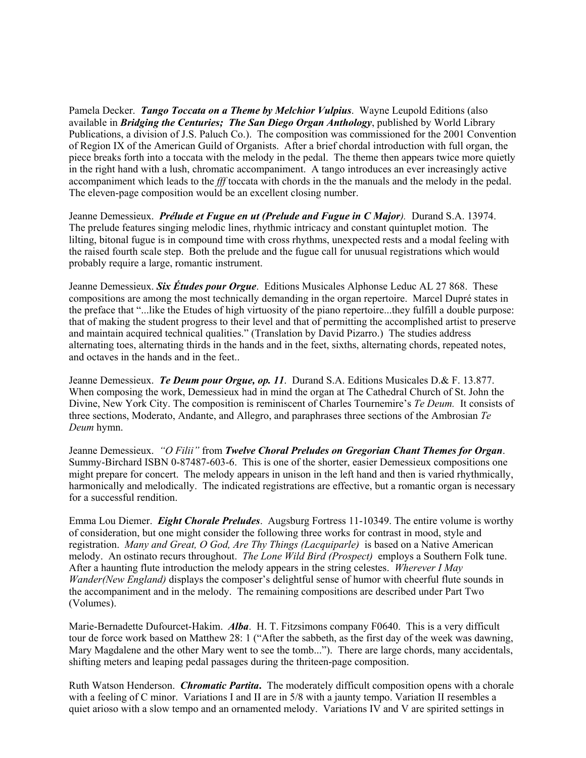Pamela Decker. ***Tango Toccata on a Theme by Melchior Vulpius***. Wayne Leupold Editions (also available in ***Bridging the Centuries; The San Diego Organ Anthology***, published by World Library Publications, a division of J.S. Paluch Co.). The composition was commissioned for the 2001 Convention of Region IX of the American Guild of Organists. After a brief chordal introduction with full organ, the piece breaks forth into a toccata with the melody in the pedal. The theme then appears twice more quietly in the right hand with a lush, chromatic accompaniment. A tango introduces an ever increasingly active accompaniment which leads to the *fff* toccata with chords in the the manuals and the melody in the pedal. The eleven-page composition would be an excellent closing number.

Jeanne Demessieux. ***Prélude et Fugue en ut (Prelude and Fugue in C Major)***. Durand S.A. 13974. The prelude features singing melodic lines, rhythmic intricacy and constant quintuplet motion. The lilting, bitonal fugue is in compound time with cross rhythms, unexpected rests and a modal feeling with the raised fourth scale step. Both the prelude and the fugue call for unusual registrations which would probably require a large, romantic instrument.

Jeanne Demessieux. ***Six Études pour Orgue***. Editions Musicales Alphonse Leduc AL 27 868. These compositions are among the most technically demanding in the organ repertoire. Marcel Dupré states in the preface that "...like the Etudes of high virtuosity of the piano repertoire...they fulfill a double purpose: that of making the student progress to their level and that of permitting the accomplished artist to preserve and maintain acquired technical qualities." (Translation by David Pizarro.) The studies address alternating toes, alternating thirds in the hands and in the feet, sixths, alternating chords, repeated notes, and octaves in the hands and in the feet..

Jeanne Demessieux. ***Te Deum pour Orgue, op. 11***. Durand S.A. Editions Musicales D.& F. 13.877. When composing the work, Demessieux had in mind the organ at The Cathedral Church of St. John the Divine, New York City. The composition is reminiscent of Charles Tournemire's *Te Deum.* It consists of three sections, Moderato, Andante, and Allegro, and paraphrases three sections of the Ambrosian *Te Deum* hymn.

Jeanne Demessieux. *"O Filii"* from ***Twelve Choral Preludes on Gregorian Chant Themes for Organ***. Summy-Birchard ISBN 0-87487-603-6. This is one of the shorter, easier Demessieux compositions one might prepare for concert. The melody appears in unison in the left hand and then is varied rhythmically, harmonically and melodically. The indicated registrations are effective, but a romantic organ is necessary for a successful rendition.

Emma Lou Diemer. ***Eight Chorale Preludes***. Augsburg Fortress 11-10349. The entire volume is worthy of consideration, but one might consider the following three works for contrast in mood, style and registration. *Many and Great, O God, Are Thy Things (Lacquiparle)* is based on a Native American melody. An ostinato recurs throughout. *The Lone Wild Bird (Prospect)* employs a Southern Folk tune. After a haunting flute introduction the melody appears in the string celestes. *Wherever I May Wander(New England)* displays the composer's delightful sense of humor with cheerful flute sounds in the accompaniment and in the melody. The remaining compositions are described under Part Two (Volumes).

Marie-Bernadette Dufourcet-Hakim. ***Alba***. H. T. Fitzsimons company F0640. This is a very difficult tour de force work based on Matthew 28: 1 ("After the sabbeth, as the first day of the week was dawning, Mary Magdalene and the other Mary went to see the tomb..."). There are large chords, many accidentals, shifting meters and leaping pedal passages during the thriteen-page composition.

Ruth Watson Henderson. ***Chromatic Partita*.** The moderately difficult composition opens with a chorale with a feeling of C minor. Variations I and II are in 5/8 with a jaunty tempo. Variation II resembles a quiet arioso with a slow tempo and an ornamented melody. Variations IV and V are spirited settings in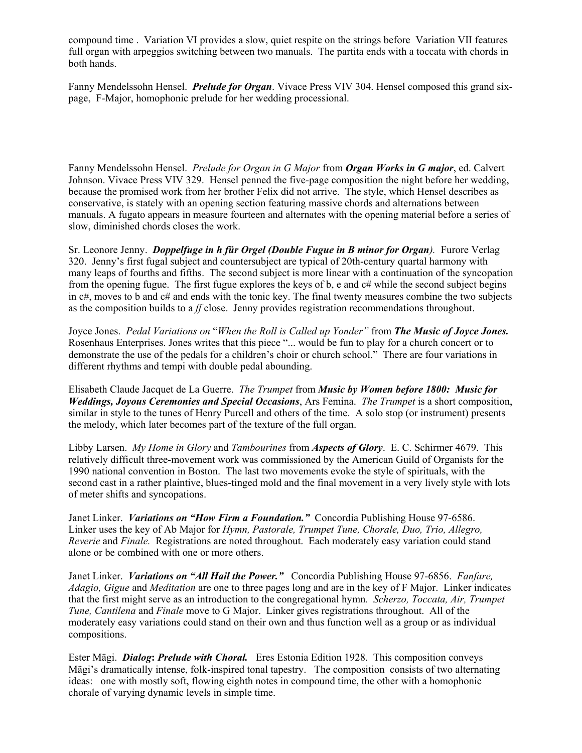compound time . Variation VI provides a slow, quiet respite on the strings before Variation VII features full organ with arpeggios switching between two manuals. The partita ends with a toccata with chords in both hands.

Fanny Mendelssohn Hensel. ***Prelude for Organ***. Vivace Press VIV 304. Hensel composed this grand six-page, F-Major, homophonic prelude for her wedding processional.

Fanny Mendelssohn Hensel. *Prelude for Organ in G Major* from ***Organ Works in G major***, ed. Calvert Johnson. Vivace Press VIV 329. Hensel penned the five-page composition the night before her wedding, because the promised work from her brother Felix did not arrive. The style, which Hensel describes as conservative, is stately with an opening section featuring massive chords and alternations between manuals. A fugato appears in measure fourteen and alternates with the opening material before a series of slow, diminished chords closes the work.

Sr. Leonore Jenny. ***Doppelfuge in h für Orgel (Double Fugue in B minor for Organ)***. Furore Verlag 320. Jenny's first fugal subject and countersubject are typical of 20th-century quartal harmony with many leaps of fourths and fifths. The second subject is more linear with a continuation of the syncopation from the opening fugue. The first fugue explores the keys of b, e and c# while the second subject begins in c#, moves to b and c# and ends with the tonic key. The final twenty measures combine the two subjects as the composition builds to a *ff* close. Jenny provides registration recommendations throughout.

Joyce Jones. *Pedal Variations on "When the Roll is Called up Yonder"* from ***The Music of Joyce Jones.*** Rosenhaus Enterprises. Jones writes that this piece "... would be fun to play for a church concert or to demonstrate the use of the pedals for a children's choir or church school." There are four variations in different rhythms and tempi with double pedal abounding.

Elisabeth Claude Jacquet de La Guerre. *The Trumpet* from ***Music by Women before 1800: Music for Weddings, Joyous Ceremonies and Special Occasions***, Ars Femina. *The Trumpet* is a short composition, similar in style to the tunes of Henry Purcell and others of the time. A solo stop (or instrument) presents the melody, which later becomes part of the texture of the full organ.

Libby Larsen. *My Home in Glory* and *Tambourines* from ***Aspects of Glory***. E. C. Schirmer 4679. This relatively difficult three-movement work was commissioned by the American Guild of Organists for the 1990 national convention in Boston. The last two movements evoke the style of spirituals, with the second cast in a rather plaintive, blues-tinged mold and the final movement in a very lively style with lots of meter shifts and syncopations.

Janet Linker. ***Variations on "How Firm a Foundation."*** Concordia Publishing House 97-6586. Linker uses the key of Ab Major for *Hymn, Pastorale, Trumpet Tune, Chorale, Duo, Trio, Allegro, Reverie* and *Finale.* Registrations are noted throughout. Each moderately easy variation could stand alone or be combined with one or more others.

Janet Linker. ***Variations on "All Hail the Power."*** Concordia Publishing House 97-6856. *Fanfare, Adagio, Gigue* and *Meditation* are one to three pages long and are in the key of F Major. Linker indicates that the first might serve as an introduction to the congregational hymn*. Scherzo, Toccata, Air, Trumpet Tune, Cantilena* and *Finale* move to G Major. Linker gives registrations throughout. All of the moderately easy variations could stand on their own and thus function well as a group or as individual compositions.

Ester Mägi. ***Dialog: Prelude with Choral.*** Eres Estonia Edition 1928. This composition conveys Mägi's dramatically intense, folk-inspired tonal tapestry. The composition consists of two alternating ideas: one with mostly soft, flowing eighth notes in compound time, the other with a homophonic chorale of varying dynamic levels in simple time.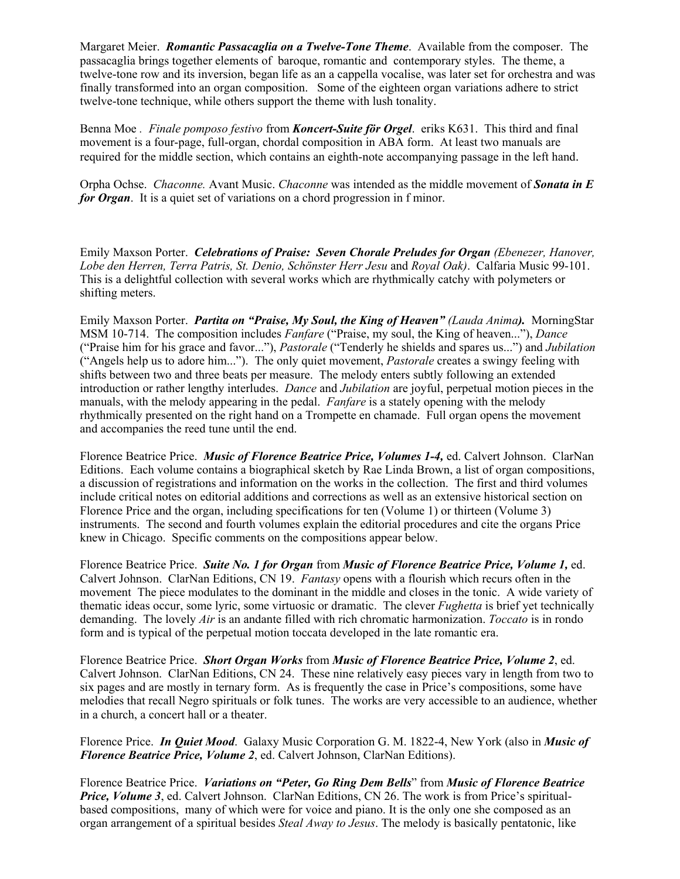Margaret Meier. ***Romantic Passacaglia on a Twelve-Tone Theme***. Available from the composer. The passacaglia brings together elements of baroque, romantic and contemporary styles. The theme, a twelve-tone row and its inversion, began life as an a cappella vocalise, was later set for orchestra and was finally transformed into an organ composition. Some of the eighteen organ variations adhere to strict twelve-tone technique, while others support the theme with lush tonality.

Benna Moe . *Finale pomposo festivo* from ***Koncert-Suite för Orgel***. eriks K631. This third and final movement is a four-page, full-organ, chordal composition in ABA form. At least two manuals are required for the middle section, which contains an eighth-note accompanying passage in the left hand.

Orpha Ochse. *Chaconne.* Avant Music. *Chaconne* was intended as the middle movement of ***Sonata in E for Organ***. It is a quiet set of variations on a chord progression in f minor.

Emily Maxson Porter. ***Celebrations of Praise: Seven Chorale Preludes for Organ*** *(Ebenezer, Hanover, Lobe den Herren, Terra Patris, St. Denio, Schönster Herr Jesu* and *Royal Oak)*. Calfaria Music 99-101. This is a delightful collection with several works which are rhythmically catchy with polymeters or shifting meters.

Emily Maxson Porter. ***Partita on "Praise, My Soul, the King of Heaven"*** ***(Lauda Anima).*** MorningStar MSM 10-714. The composition includes *Fanfare* ("Praise, my soul, the King of heaven..."), *Dance* ("Praise him for his grace and favor..."), *Pastorale* ("Tenderly he shields and spares us...") and *Jubilation* ("Angels help us to adore him..."). The only quiet movement, *Pastorale* creates a swingy feeling with shifts between two and three beats per measure. The melody enters subtly following an extended introduction or rather lengthy interludes. *Dance* and *Jubilation* are joyful, perpetual motion pieces in the manuals, with the melody appearing in the pedal. *Fanfare* is a stately opening with the melody rhythmically presented on the right hand on a Trompette en chamade. Full organ opens the movement and accompanies the reed tune until the end.

Florence Beatrice Price. ***Music of Florence Beatrice Price, Volumes 1-4,*** ed. Calvert Johnson. ClarNan Editions. Each volume contains a biographical sketch by Rae Linda Brown, a list of organ compositions, a discussion of registrations and information on the works in the collection. The first and third volumes include critical notes on editorial additions and corrections as well as an extensive historical section on Florence Price and the organ, including specifications for ten (Volume 1) or thirteen (Volume 3) instruments. The second and fourth volumes explain the editorial procedures and cite the organs Price knew in Chicago. Specific comments on the compositions appear below.

Florence Beatrice Price. ***Suite No. 1 for Organ*** from ***Music of Florence Beatrice Price, Volume 1,*** ed. Calvert Johnson. ClarNan Editions, CN 19. *Fantasy* opens with a flourish which recurs often in the movement The piece modulates to the dominant in the middle and closes in the tonic. A wide variety of thematic ideas occur, some lyric, some virtuosic or dramatic. The clever *Fughetta* is brief yet technically demanding. The lovely *Air* is an andante filled with rich chromatic harmonization. *Toccato* is in rondo form and is typical of the perpetual motion toccata developed in the late romantic era.

Florence Beatrice Price. ***Short Organ Works*** from ***Music of Florence Beatrice Price, Volume 2***, ed. Calvert Johnson. ClarNan Editions, CN 24. These nine relatively easy pieces vary in length from two to six pages and are mostly in ternary form. As is frequently the case in Price's compositions, some have melodies that recall Negro spirituals or folk tunes. The works are very accessible to an audience, whether in a church, a concert hall or a theater.

Florence Price. ***In Quiet Mood***. Galaxy Music Corporation G. M. 1822-4, New York (also in ***Music of Florence Beatrice Price, Volume 2***, ed. Calvert Johnson, ClarNan Editions).

Florence Beatrice Price. ***Variations on "Peter, Go Ring Dem Bells"*** from ***Music of Florence Beatrice Price, Volume 3***, ed. Calvert Johnson. ClarNan Editions, CN 26. The work is from Price's spiritual-based compositions, many of which were for voice and piano. It is the only one she composed as an organ arrangement of a spiritual besides *Steal Away to Jesus*. The melody is basically pentatonic, like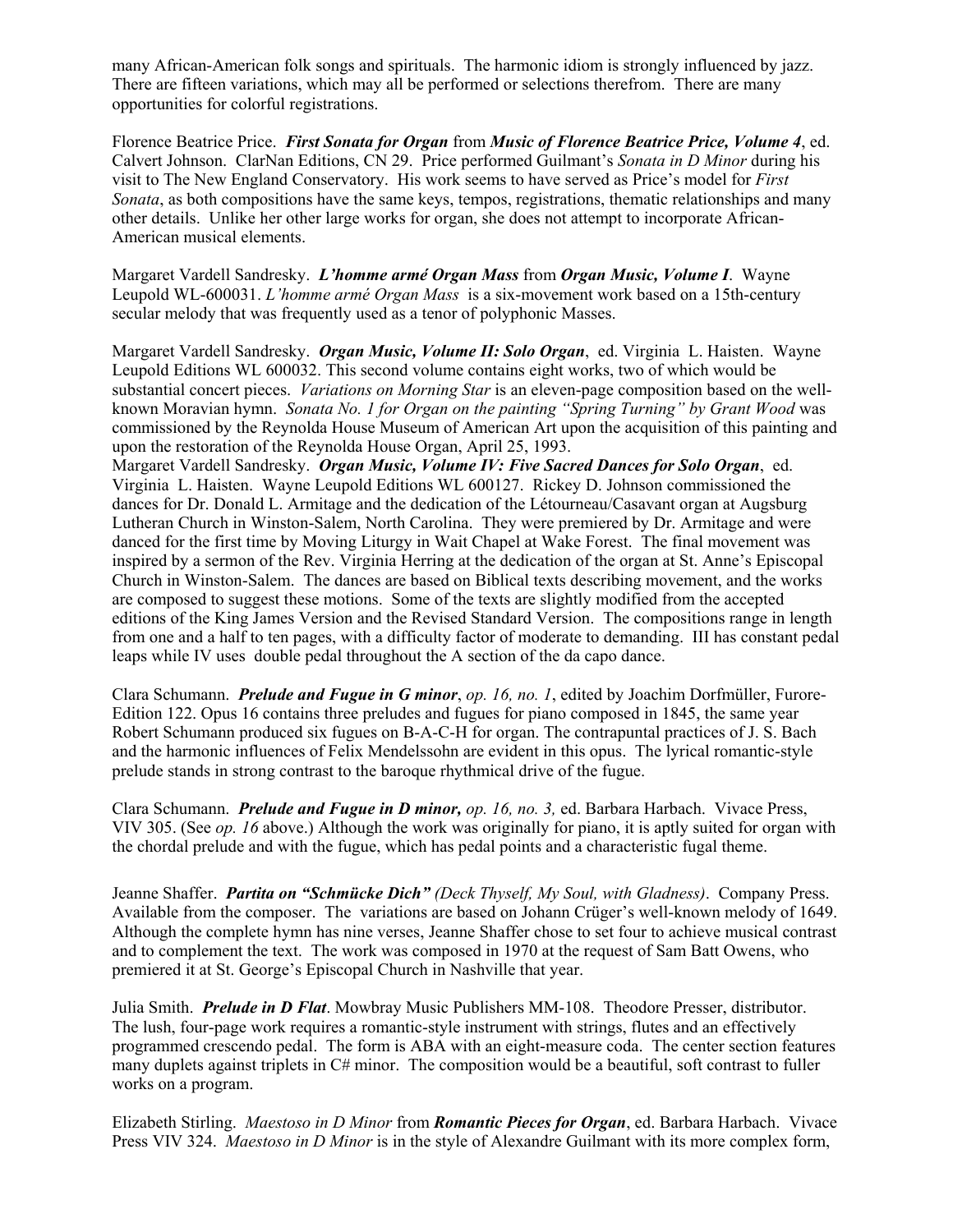many African-American folk songs and spirituals. The harmonic idiom is strongly influenced by jazz. There are fifteen variations, which may all be performed or selections therefrom. There are many opportunities for colorful registrations.

Florence Beatrice Price. ***First Sonata for Organ*** from ***Music of Florence Beatrice Price, Volume 4***, ed. Calvert Johnson. ClarNan Editions, CN 29. Price performed Guilmant's *Sonata in D Minor* during his visit to The New England Conservatory. His work seems to have served as Price's model for *First Sonata*, as both compositions have the same keys, tempos, registrations, thematic relationships and many other details. Unlike her other large works for organ, she does not attempt to incorporate African-American musical elements.

Margaret Vardell Sandresky. ***L'homme armé Organ Mass*** from ***Organ Music, Volume I***. Wayne Leupold WL-600031. *L'homme armé Organ Mass* is a six-movement work based on a 15th-century secular melody that was frequently used as a tenor of polyphonic Masses.

Margaret Vardell Sandresky. ***Organ Music, Volume II: Solo Organ***, ed. Virginia L. Haisten. Wayne Leupold Editions WL 600032. This second volume contains eight works, two of which would be substantial concert pieces. *Variations on Morning Star* is an eleven-page composition based on the well-known Moravian hymn. *Sonata No. 1 for Organ on the painting "Spring Turning" by Grant Wood* was commissioned by the Reynolda House Museum of American Art upon the acquisition of this painting and upon the restoration of the Reynolda House Organ, April 25, 1993.

Margaret Vardell Sandresky. ***Organ Music, Volume IV: Five Sacred Dances for Solo Organ***, ed. Virginia L. Haisten. Wayne Leupold Editions WL 600127. Rickey D. Johnson commissioned the dances for Dr. Donald L. Armitage and the dedication of the Létourneau/Casavant organ at Augsburg Lutheran Church in Winston-Salem, North Carolina. They were premiered by Dr. Armitage and were danced for the first time by Moving Liturgy in Wait Chapel at Wake Forest. The final movement was inspired by a sermon of the Rev. Virginia Herring at the dedication of the organ at St. Anne's Episcopal Church in Winston-Salem. The dances are based on Biblical texts describing movement, and the works are composed to suggest these motions. Some of the texts are slightly modified from the accepted editions of the King James Version and the Revised Standard Version. The compositions range in length from one and a half to ten pages, with a difficulty factor of moderate to demanding. III has constant pedal leaps while IV uses double pedal throughout the A section of the da capo dance.

Clara Schumann. ***Prelude and Fugue in G minor***, *op. 16, no. 1*, edited by Joachim Dorfmüller, Furore-Edition 122. Opus 16 contains three preludes and fugues for piano composed in 1845, the same year Robert Schumann produced six fugues on B-A-C-H for organ. The contrapuntal practices of J. S. Bach and the harmonic influences of Felix Mendelssohn are evident in this opus. The lyrical romantic-style prelude stands in strong contrast to the baroque rhythmical drive of the fugue.

Clara Schumann. ***Prelude and Fugue in D minor,*** *op. 16, no. 3,* ed. Barbara Harbach. Vivace Press, VIV 305. (See *op. 16* above.) Although the work was originally for piano, it is aptly suited for organ with the chordal prelude and with the fugue, which has pedal points and a characteristic fugal theme.

Jeanne Shaffer. ***Partita on "Schmücke Dich"*** *(Deck Thyself, My Soul, with Gladness)*. Company Press. Available from the composer. The variations are based on Johann Crüger's well-known melody of 1649. Although the complete hymn has nine verses, Jeanne Shaffer chose to set four to achieve musical contrast and to complement the text. The work was composed in 1970 at the request of Sam Batt Owens, who premiered it at St. George's Episcopal Church in Nashville that year.

Julia Smith. ***Prelude in D Flat***. Mowbray Music Publishers MM-108. Theodore Presser, distributor. The lush, four-page work requires a romantic-style instrument with strings, flutes and an effectively programmed crescendo pedal. The form is ABA with an eight-measure coda. The center section features many duplets against triplets in C# minor. The composition would be a beautiful, soft contrast to fuller works on a program.

Elizabeth Stirling. *Maestoso in D Minor* from ***Romantic Pieces for Organ***, ed. Barbara Harbach. Vivace Press VIV 324. *Maestoso in D Minor* is in the style of Alexandre Guilmant with its more complex form,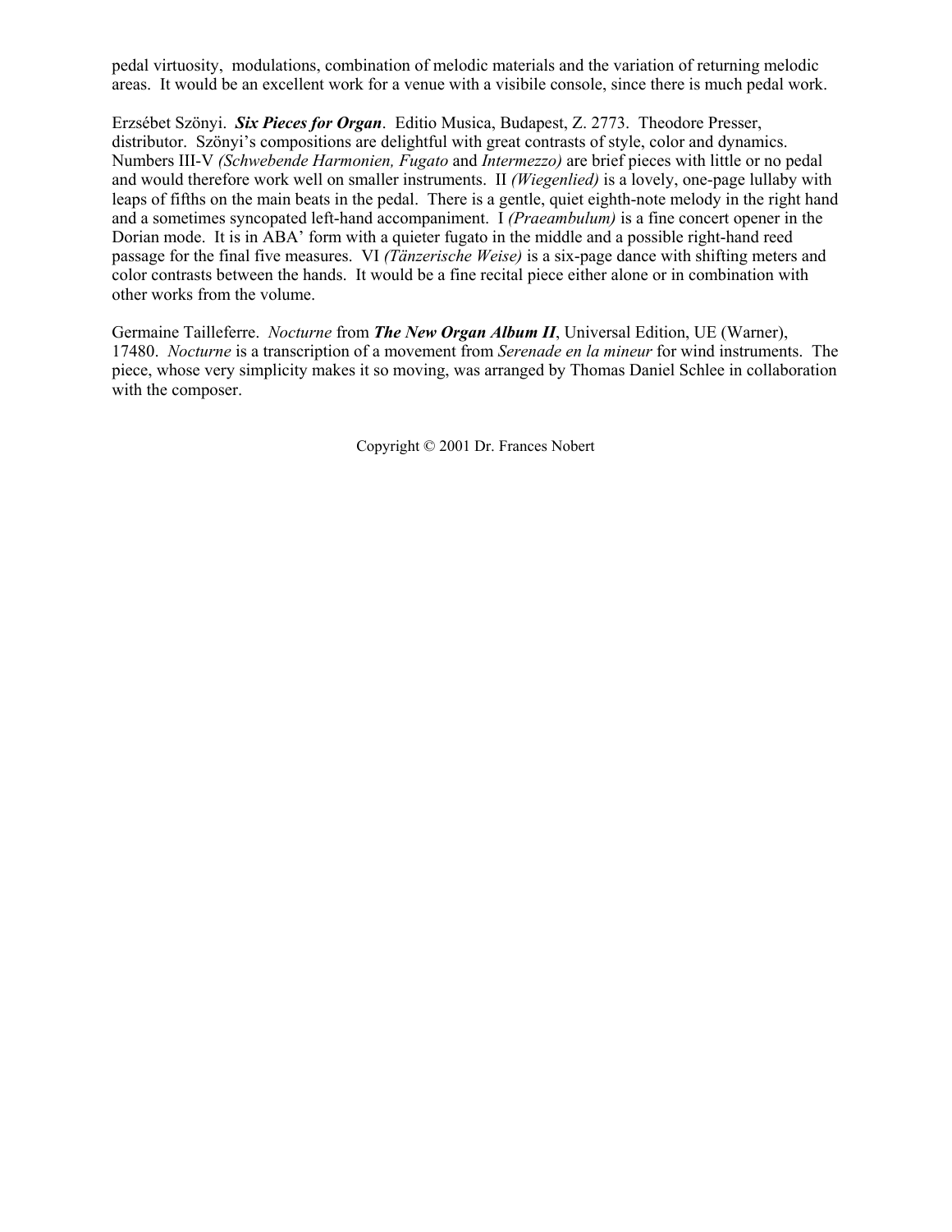pedal virtuosity, modulations, combination of melodic materials and the variation of returning melodic areas. It would be an excellent work for a venue with a visibile console, since there is much pedal work.

Erzsébet Szönyi. ***Six Pieces for Organ***. Editio Musica, Budapest, Z. 2773. Theodore Presser, distributor. Szönyi's compositions are delightful with great contrasts of style, color and dynamics. Numbers III-V *(Schwebende Harmonien, Fugato* and *Intermezzo)* are brief pieces with little or no pedal and would therefore work well on smaller instruments. II *(Wiegenlied)* is a lovely, one-page lullaby with leaps of fifths on the main beats in the pedal. There is a gentle, quiet eighth-note melody in the right hand and a sometimes syncopated left-hand accompaniment. I *(Praeambulum)* is a fine concert opener in the Dorian mode. It is in ABA' form with a quieter fugato in the middle and a possible right-hand reed passage for the final five measures. VI *(Tänzerische Weise)* is a six-page dance with shifting meters and color contrasts between the hands. It would be a fine recital piece either alone or in combination with other works from the volume.

Germaine Tailleferre. *Nocturne* from ***The New Organ Album II***, Universal Edition, UE (Warner), 17480. *Nocturne* is a transcription of a movement from *Serenade en la mineur* for wind instruments. The piece, whose very simplicity makes it so moving, was arranged by Thomas Daniel Schlee in collaboration with the composer.

Copyright © 2001 Dr. Frances Nobert